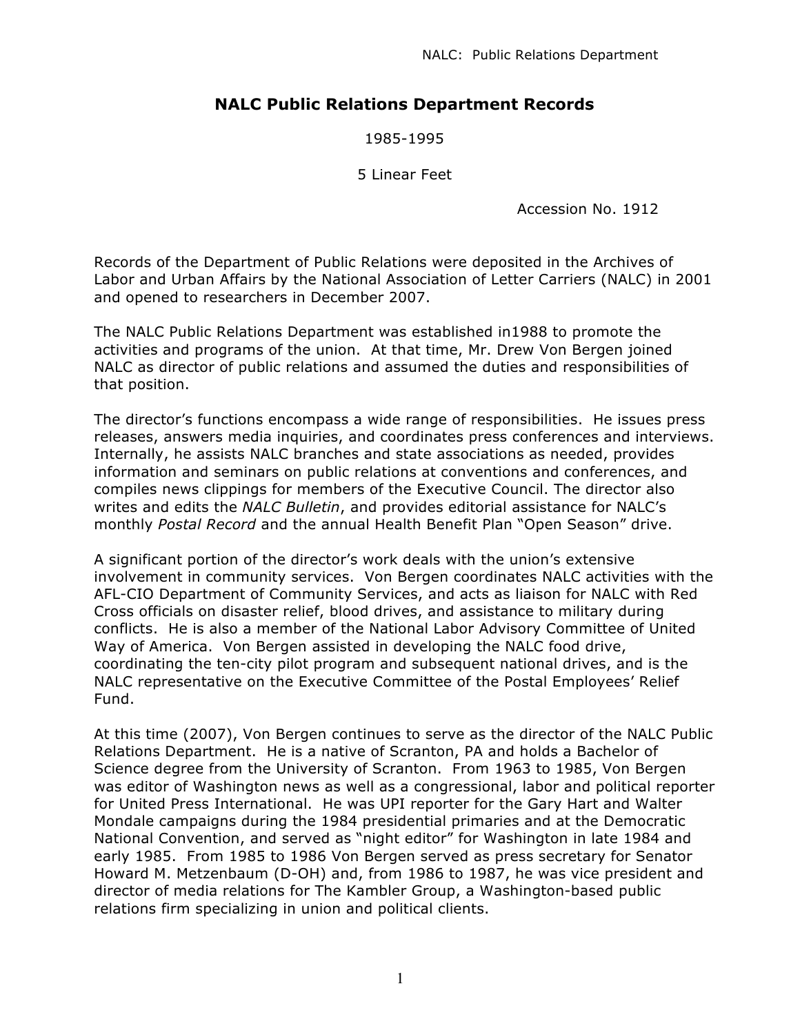# NALC Public Relations Department Records

1985-1995

5 Linear Feet

Accession No. 1912

Records of the Department of Public Relations were deposited in the Archives of Labor and Urban Affairs by the National Association of Letter Carriers (NALC) in 2001 and opened to researchers in December 2007.

The NALC Public Relations Department was established in1988 to promote the activities and programs of the union. At that time, Mr. Drew Von Bergen joined NALC as director of public relations and assumed the duties and responsibilities of that position.

The director's functions encompass a wide range of responsibilities. He issues press releases, answers media inquiries, and coordinates press conferences and interviews. Internally, he assists NALC branches and state associations as needed, provides information and seminars on public relations at conventions and conferences, and compiles news clippings for members of the Executive Council. The director also writes and edits the *NALC Bulletin*, and provides editorial assistance for NALC's monthly *Postal Record* and the annual Health Benefit Plan "Open Season" drive.

A significant portion of the director's work deals with the union's extensive involvement in community services. Von Bergen coordinates NALC activities with the AFL-CIO Department of Community Services, and acts as liaison for NALC with Red Cross officials on disaster relief, blood drives, and assistance to military during conflicts. He is also a member of the National Labor Advisory Committee of United Way of America. Von Bergen assisted in developing the NALC food drive, coordinating the ten-city pilot program and subsequent national drives, and is the NALC representative on the Executive Committee of the Postal Employees' Relief Fund.

At this time (2007), Von Bergen continues to serve as the director of the NALC Public Relations Department. He is a native of Scranton, PA and holds a Bachelor of Science degree from the University of Scranton. From 1963 to 1985, Von Bergen was editor of Washington news as well as a congressional, labor and political reporter for United Press International. He was UPI reporter for the Gary Hart and Walter Mondale campaigns during the 1984 presidential primaries and at the Democratic National Convention, and served as "night editor" for Washington in late 1984 and early 1985. From 1985 to 1986 Von Bergen served as press secretary for Senator Howard M. Metzenbaum (D-OH) and, from 1986 to 1987, he was vice president and director of media relations for The Kambler Group, a Washington-based public relations firm specializing in union and political clients.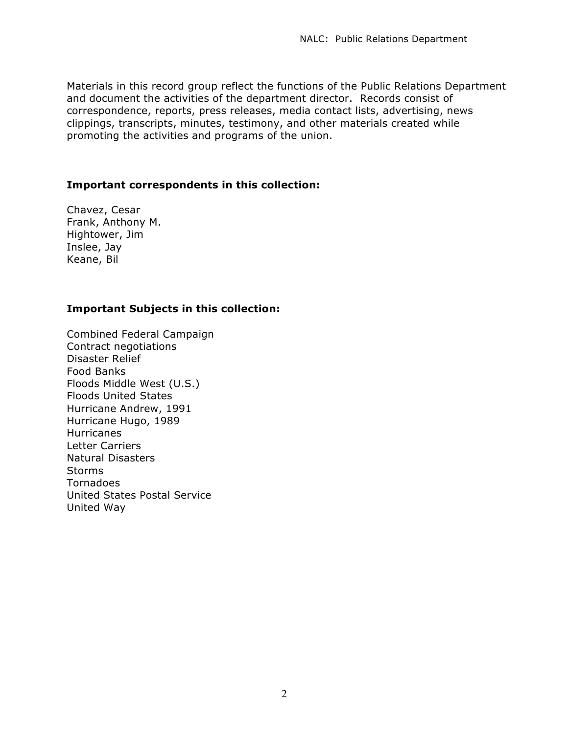Materials in this record group reflect the functions of the Public Relations Department and document the activities of the department director. Records consist of correspondence, reports, press releases, media contact lists, advertising, news clippings, transcripts, minutes, testimony, and other materials created while promoting the activities and programs of the union.

**Important correspondents in this collection:**

Chavez, Cesar
Frank, Anthony M.
Hightower, Jim
Inslee, Jay
Keane, Bil

**Important Subjects in this collection:**

Combined Federal Campaign
Contract negotiations
Disaster Relief
Food Banks
Floods Middle West (U.S.)
Floods United States
Hurricane Andrew, 1991
Hurricane Hugo, 1989
Hurricanes
Letter Carriers
Natural Disasters
Storms
Tornadoes
United States Postal Service
United Way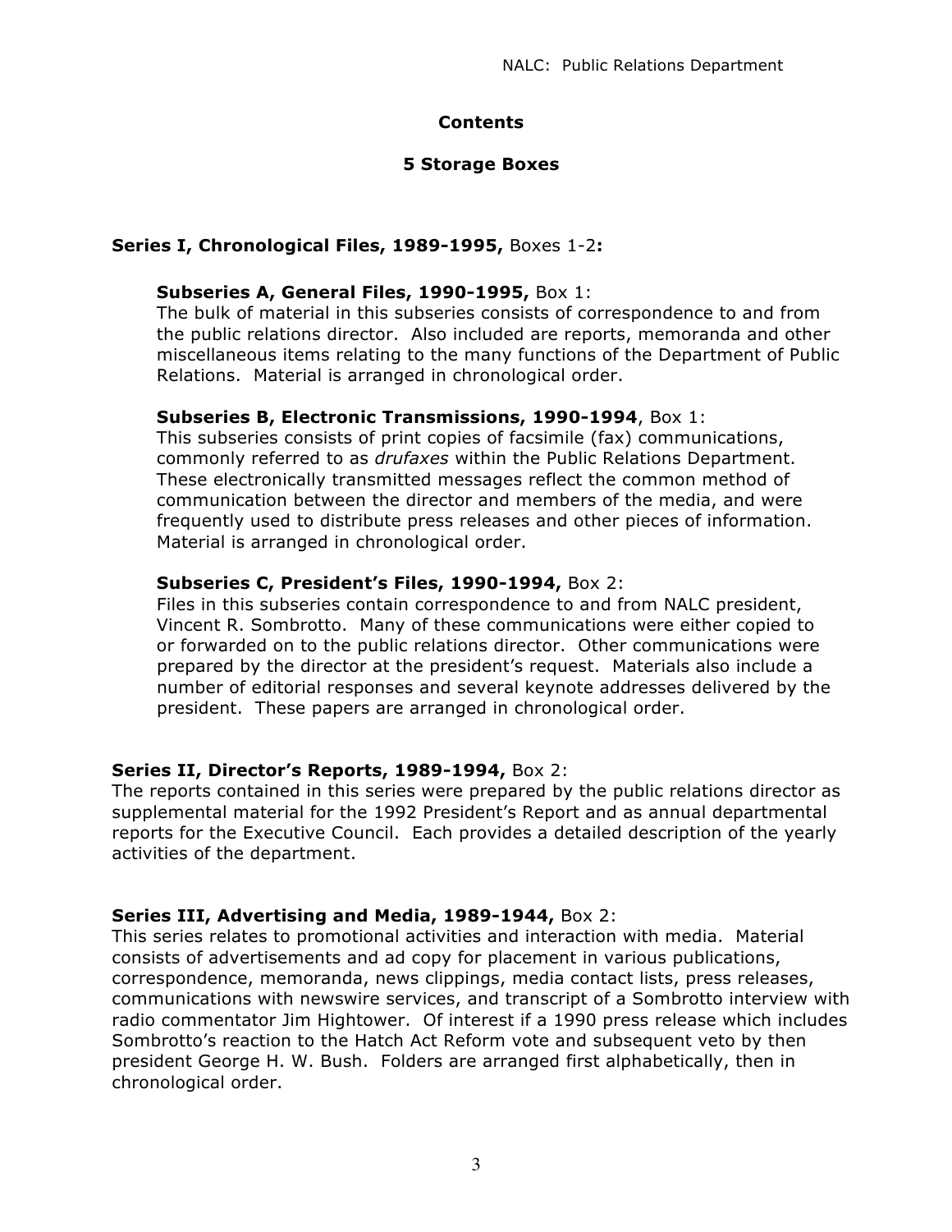## Contents

### 5 Storage Boxes

**Series I, Chronological Files, 1989-1995,** Boxes 1-2**:**

> **Subseries A, General Files, 1990-1995,** Box 1:
> The bulk of material in this subseries consists of correspondence to and from the public relations director. Also included are reports, memoranda and other miscellaneous items relating to the many functions of the Department of Public Relations. Material is arranged in chronological order.
>
> **Subseries B, Electronic Transmissions, 1990-1994**, Box 1:
> This subseries consists of print copies of facsimile (fax) communications, commonly referred to as *drufaxes* within the Public Relations Department. These electronically transmitted messages reflect the common method of communication between the director and members of the media, and were frequently used to distribute press releases and other pieces of information. Material is arranged in chronological order.
>
> **Subseries C, President's Files, 1990-1994,** Box 2:
> Files in this subseries contain correspondence to and from NALC president, Vincent R. Sombrotto. Many of these communications were either copied to or forwarded on to the public relations director. Other communications were prepared by the director at the president's request. Materials also include a number of editorial responses and several keynote addresses delivered by the president. These papers are arranged in chronological order.

**Series II, Director's Reports, 1989-1994,** Box 2:
The reports contained in this series were prepared by the public relations director as supplemental material for the 1992 President's Report and as annual departmental reports for the Executive Council. Each provides a detailed description of the yearly activities of the department.

**Series III, Advertising and Media, 1989-1944,** Box 2:
This series relates to promotional activities and interaction with media. Material consists of advertisements and ad copy for placement in various publications, correspondence, memoranda, news clippings, media contact lists, press releases, communications with newswire services, and transcript of a Sombrotto interview with radio commentator Jim Hightower. Of interest if a 1990 press release which includes Sombrotto's reaction to the Hatch Act Reform vote and subsequent veto by then president George H. W. Bush. Folders are arranged first alphabetically, then in chronological order.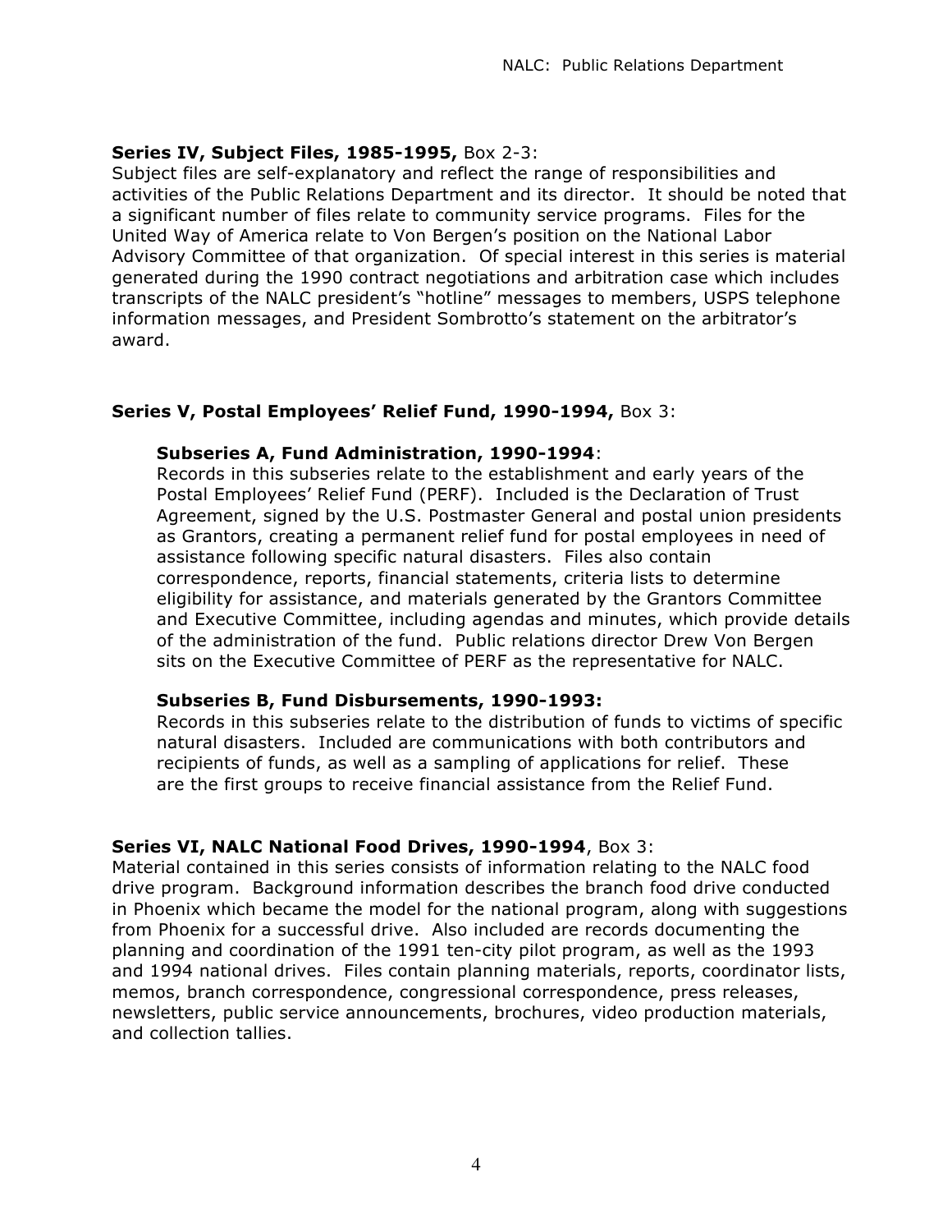**Series IV, Subject Files, 1985-1995,** Box 2-3:

Subject files are self-explanatory and reflect the range of responsibilities and activities of the Public Relations Department and its director. It should be noted that a significant number of files relate to community service programs. Files for the United Way of America relate to Von Bergen's position on the National Labor Advisory Committee of that organization. Of special interest in this series is material generated during the 1990 contract negotiations and arbitration case which includes transcripts of the NALC president's "hotline" messages to members, USPS telephone information messages, and President Sombrotto's statement on the arbitrator's award.

**Series V, Postal Employees' Relief Fund, 1990-1994,** Box 3:

**Subseries A, Fund Administration, 1990-1994**:

Records in this subseries relate to the establishment and early years of the Postal Employees' Relief Fund (PERF). Included is the Declaration of Trust Agreement, signed by the U.S. Postmaster General and postal union presidents as Grantors, creating a permanent relief fund for postal employees in need of assistance following specific natural disasters. Files also contain correspondence, reports, financial statements, criteria lists to determine eligibility for assistance, and materials generated by the Grantors Committee and Executive Committee, including agendas and minutes, which provide details of the administration of the fund. Public relations director Drew Von Bergen sits on the Executive Committee of PERF as the representative for NALC.

**Subseries B, Fund Disbursements, 1990-1993:**

Records in this subseries relate to the distribution of funds to victims of specific natural disasters. Included are communications with both contributors and recipients of funds, as well as a sampling of applications for relief. These are the first groups to receive financial assistance from the Relief Fund.

**Series VI, NALC National Food Drives, 1990-1994**, Box 3:

Material contained in this series consists of information relating to the NALC food drive program. Background information describes the branch food drive conducted in Phoenix which became the model for the national program, along with suggestions from Phoenix for a successful drive. Also included are records documenting the planning and coordination of the 1991 ten-city pilot program, as well as the 1993 and 1994 national drives. Files contain planning materials, reports, coordinator lists, memos, branch correspondence, congressional correspondence, press releases, newsletters, public service announcements, brochures, video production materials, and collection tallies.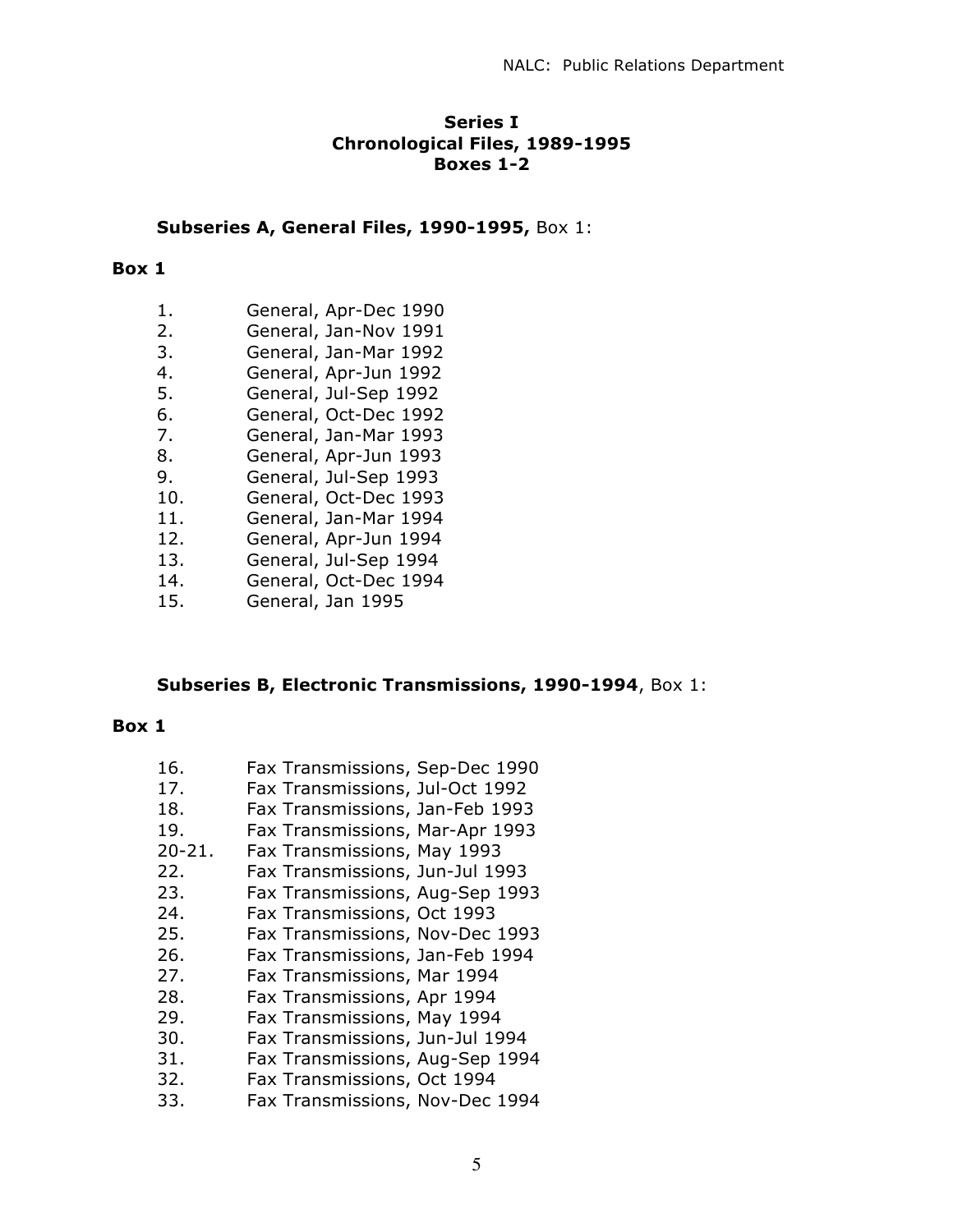## Series I
## Chronological Files, 1989-1995
## Boxes 1-2

**Subseries A, General Files, 1990-1995,** Box 1:

**Box 1**

1. General, Apr-Dec 1990
2. General, Jan-Nov 1991
3. General, Jan-Mar 1992
4. General, Apr-Jun 1992
5. General, Jul-Sep 1992
6. General, Oct-Dec 1992
7. General, Jan-Mar 1993
8. General, Apr-Jun 1993
9. General, Jul-Sep 1993
10. General, Oct-Dec 1993
11. General, Jan-Mar 1994
12. General, Apr-Jun 1994
13. General, Jul-Sep 1994
14. General, Oct-Dec 1994
15. General, Jan 1995

**Subseries B, Electronic Transmissions, 1990-1994**, Box 1:

**Box 1**

16. Fax Transmissions, Sep-Dec 1990
17. Fax Transmissions, Jul-Oct 1992
18. Fax Transmissions, Jan-Feb 1993
19. Fax Transmissions, Mar-Apr 1993

20-21. Fax Transmissions, May 1993

22. Fax Transmissions, Jun-Jul 1993
23. Fax Transmissions, Aug-Sep 1993
24. Fax Transmissions, Oct 1993
25. Fax Transmissions, Nov-Dec 1993
26. Fax Transmissions, Jan-Feb 1994
27. Fax Transmissions, Mar 1994
28. Fax Transmissions, Apr 1994
29. Fax Transmissions, May 1994
30. Fax Transmissions, Jun-Jul 1994
31. Fax Transmissions, Aug-Sep 1994
32. Fax Transmissions, Oct 1994
33. Fax Transmissions, Nov-Dec 1994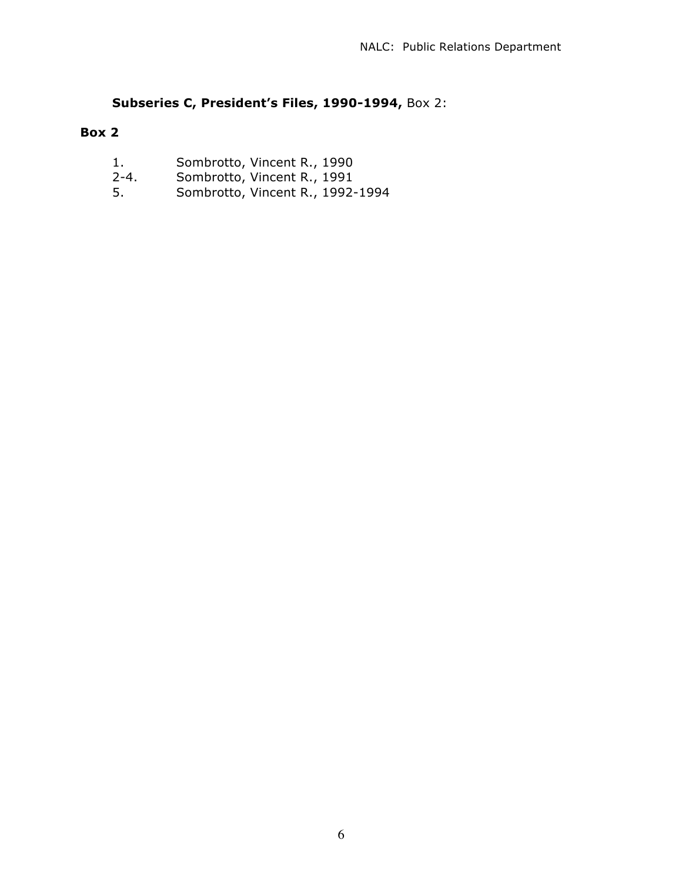**Subseries C, President's Files, 1990-1994,** Box 2:

**Box 2**

1. Sombrotto, Vincent R., 1990
2-4. Sombrotto, Vincent R., 1991
5. Sombrotto, Vincent R., 1992-1994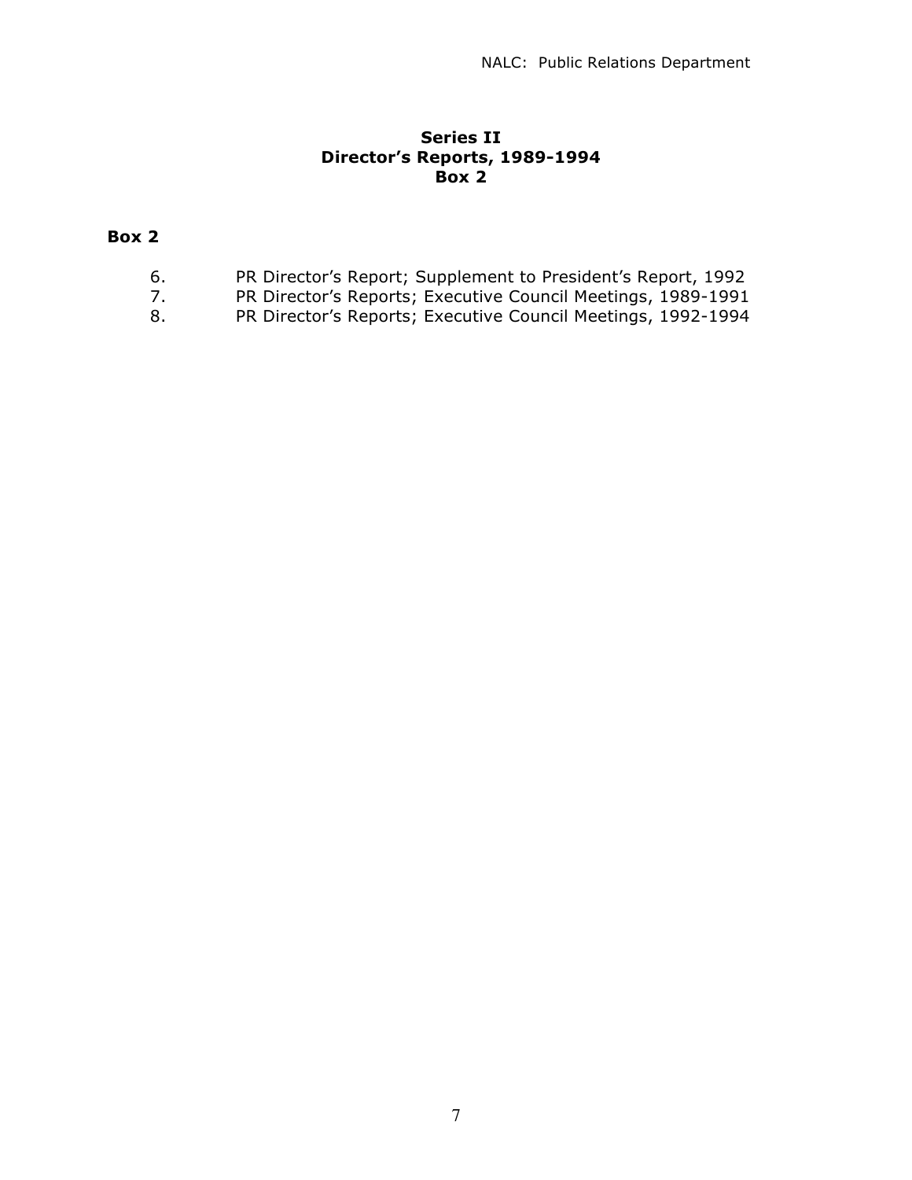## Series II
## Director's Reports, 1989-1994
## Box 2

**Box 2**

6. PR Director's Report; Supplement to President's Report, 1992
7. PR Director's Reports; Executive Council Meetings, 1989-1991
8. PR Director's Reports; Executive Council Meetings, 1992-1994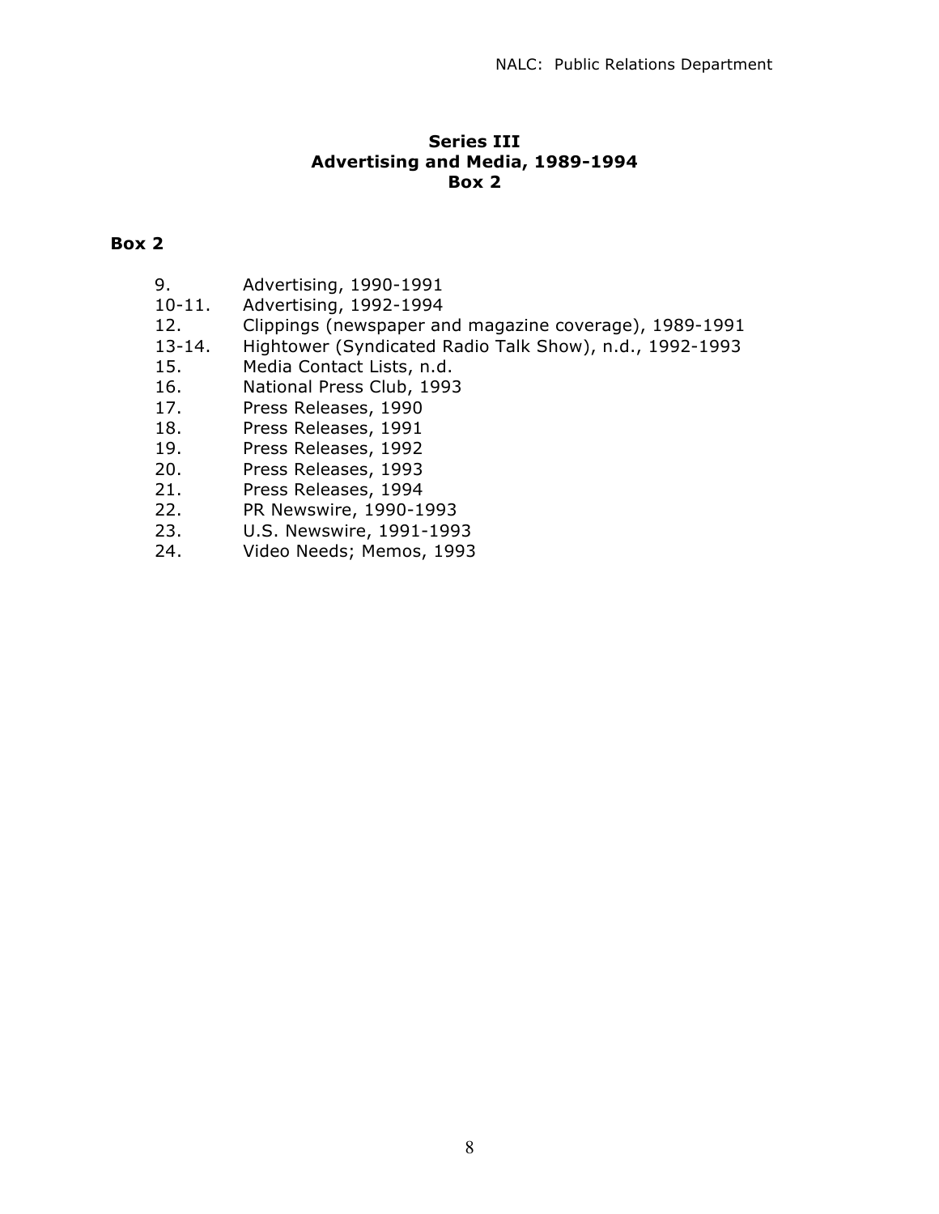## Series III
## Advertising and Media, 1989-1994
## Box 2

**Box 2**

9. Advertising, 1990-1991
10-11. Advertising, 1992-1994
12. Clippings (newspaper and magazine coverage), 1989-1991
13-14. Hightower (Syndicated Radio Talk Show), n.d., 1992-1993
15. Media Contact Lists, n.d.
16. National Press Club, 1993
17. Press Releases, 1990
18. Press Releases, 1991
19. Press Releases, 1992
20. Press Releases, 1993
21. Press Releases, 1994
22. PR Newswire, 1990-1993
23. U.S. Newswire, 1991-1993
24. Video Needs; Memos, 1993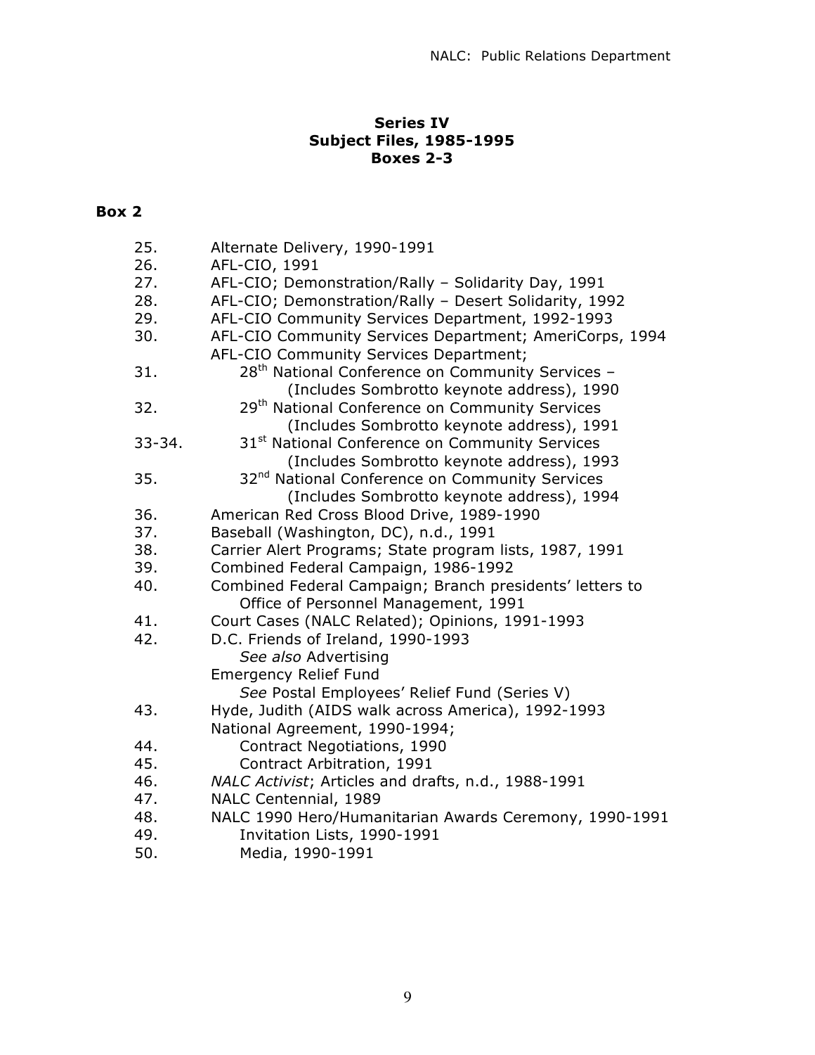## Series IV
## Subject Files, 1985-1995
## Boxes 2-3

### Box 2

25. Alternate Delivery, 1990-1991
26. AFL-CIO, 1991
27. AFL-CIO; Demonstration/Rally – Solidarity Day, 1991
28. AFL-CIO; Demonstration/Rally – Desert Solidarity, 1992
29. AFL-CIO Community Services Department, 1992-1993
30. AFL-CIO Community Services Department; AmeriCorps, 1994

AFL-CIO Community Services Department;

31. 28th National Conference on Community Services – (Includes Sombrotto keynote address), 1990
32. 29th National Conference on Community Services (Includes Sombrotto keynote address), 1991

33-34. 31st National Conference on Community Services (Includes Sombrotto keynote address), 1993

35. 32nd National Conference on Community Services (Includes Sombrotto keynote address), 1994
36. American Red Cross Blood Drive, 1989-1990
37. Baseball (Washington, DC), n.d., 1991
38. Carrier Alert Programs; State program lists, 1987, 1991
39. Combined Federal Campaign, 1986-1992
40. Combined Federal Campaign; Branch presidents' letters to Office of Personnel Management, 1991
41. Court Cases (NALC Related); Opinions, 1991-1993
42. D.C. Friends of Ireland, 1990-1993

    *See also* Advertising

Emergency Relief Fund

    *See* Postal Employees' Relief Fund (Series V)

43. Hyde, Judith (AIDS walk across America), 1992-1993

National Agreement, 1990-1994;

44. Contract Negotiations, 1990
45. Contract Arbitration, 1991
46. *NALC Activist*; Articles and drafts, n.d., 1988-1991
47. NALC Centennial, 1989
48. NALC 1990 Hero/Humanitarian Awards Ceremony, 1990-1991
49. Invitation Lists, 1990-1991
50. Media, 1990-1991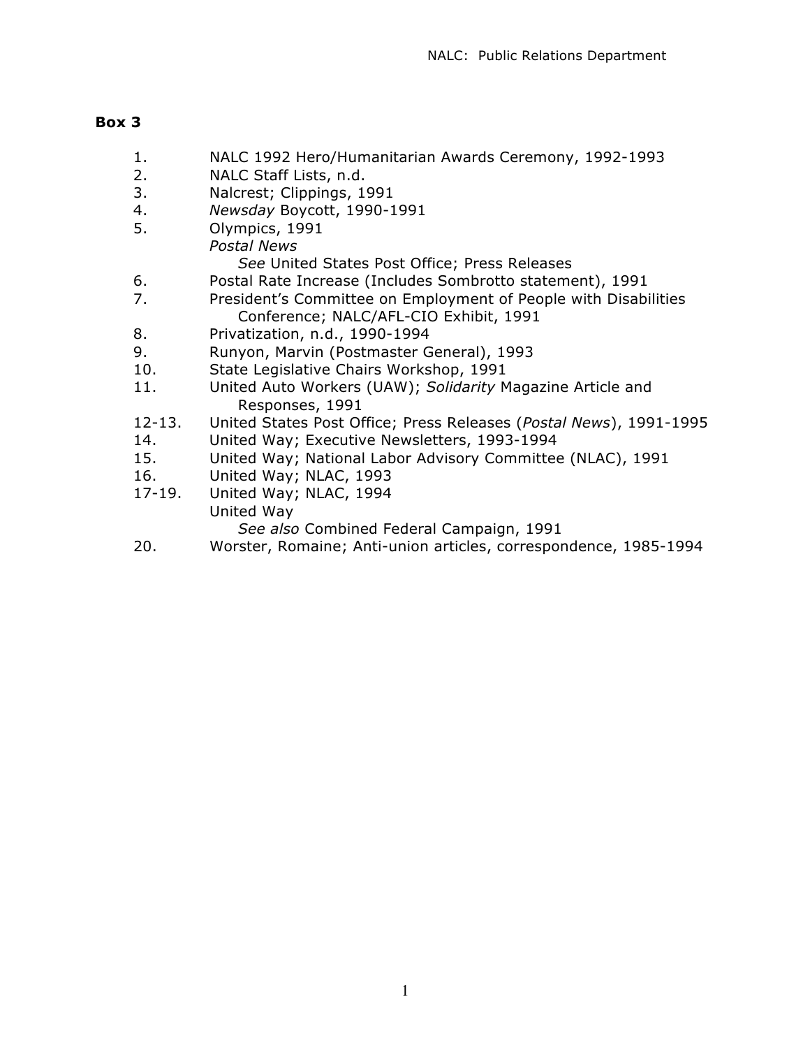## Box 3

1. NALC 1992 Hero/Humanitarian Awards Ceremony, 1992-1993
2. NALC Staff Lists, n.d.
3. Nalcrest; Clippings, 1991
4. *Newsday* Boycott, 1990-1991
5. Olympics, 1991

   *Postal News*

   *See* United States Post Office; Press Releases
6. Postal Rate Increase (Includes Sombrotto statement), 1991
7. President's Committee on Employment of People with Disabilities Conference; NALC/AFL-CIO Exhibit, 1991
8. Privatization, n.d., 1990-1994
9. Runyon, Marvin (Postmaster General), 1993
10. State Legislative Chairs Workshop, 1991
11. United Auto Workers (UAW); *Solidarity* Magazine Article and Responses, 1991

12-13. United States Post Office; Press Releases (*Postal News*), 1991-1995

14. United Way; Executive Newsletters, 1993-1994
15. United Way; National Labor Advisory Committee (NLAC), 1991
16. United Way; NLAC, 1993

17-19. United Way; NLAC, 1994

United Way

*See also* Combined Federal Campaign, 1991

20. Worster, Romaine; Anti-union articles, correspondence, 1985-1994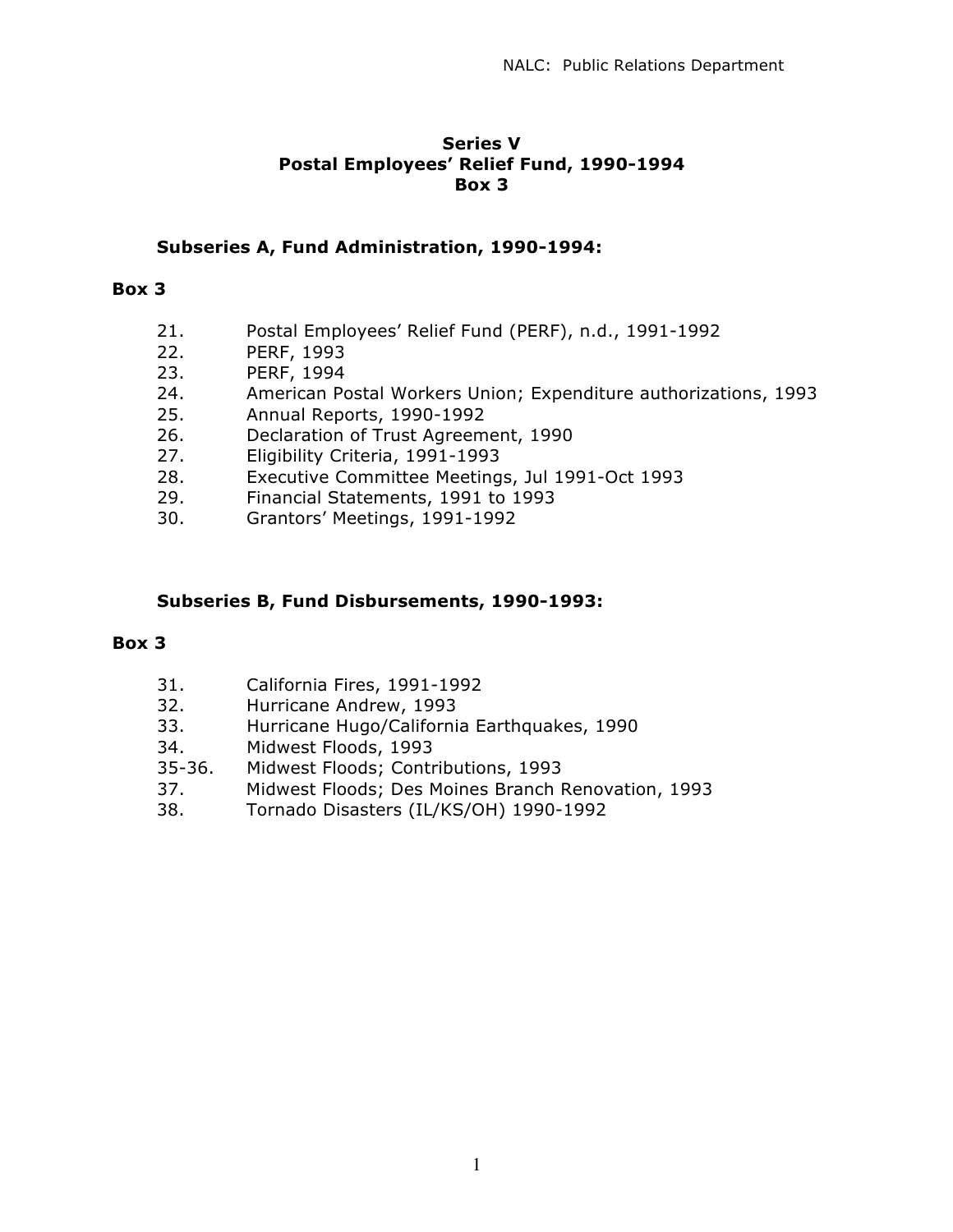### Series V
### Postal Employees' Relief Fund, 1990-1994
### Box 3

#### Subseries A, Fund Administration, 1990-1994:

**Box 3**

| | |
|---|---|
| 21. | Postal Employees' Relief Fund (PERF), n.d., 1991-1992 |
| 22. | PERF, 1993 |
| 23. | PERF, 1994 |
| 24. | American Postal Workers Union; Expenditure authorizations, 1993 |
| 25. | Annual Reports, 1990-1992 |
| 26. | Declaration of Trust Agreement, 1990 |
| 27. | Eligibility Criteria, 1991-1993 |
| 28. | Executive Committee Meetings, Jul 1991-Oct 1993 |
| 29. | Financial Statements, 1991 to 1993 |
| 30. | Grantors' Meetings, 1991-1992 |

#### Subseries B, Fund Disbursements, 1990-1993:

**Box 3**

| | |
|---|---|
| 31. | California Fires, 1991-1992 |
| 32. | Hurricane Andrew, 1993 |
| 33. | Hurricane Hugo/California Earthquakes, 1990 |
| 34. | Midwest Floods, 1993 |
| 35-36. | Midwest Floods; Contributions, 1993 |
| 37. | Midwest Floods; Des Moines Branch Renovation, 1993 |
| 38. | Tornado Disasters (IL/KS/OH) 1990-1992 |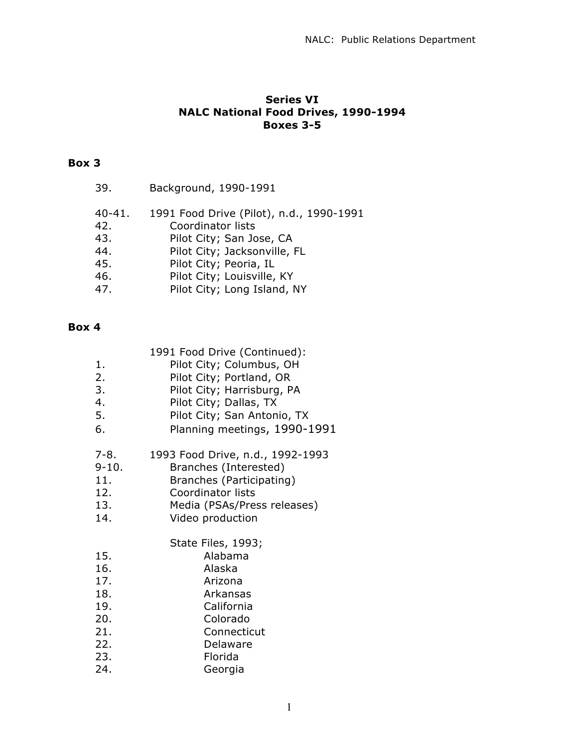**Series VI**
**NALC National Food Drives, 1990-1994**
**Boxes 3-5**

## Box 3

39. Background, 1990-1991

40-41. 1991 Food Drive (Pilot), n.d., 1990-1991
42. Coordinator lists
43. Pilot City; San Jose, CA
44. Pilot City; Jacksonville, FL
45. Pilot City; Peoria, IL
46. Pilot City; Louisville, KY
47. Pilot City; Long Island, NY

## Box 4

1991 Food Drive (Continued):
1. Pilot City; Columbus, OH
2. Pilot City; Portland, OR
3. Pilot City; Harrisburg, PA
4. Pilot City; Dallas, TX
5. Pilot City; San Antonio, TX
6. Planning meetings, 1990-1991

7-8. 1993 Food Drive, n.d., 1992-1993
9-10. Branches (Interested)
11. Branches (Participating)
12. Coordinator lists
13. Media (PSAs/Press releases)
14. Video production

State Files, 1993;
15. Alabama
16. Alaska
17. Arizona
18. Arkansas
19. California
20. Colorado
21. Connecticut
22. Delaware
23. Florida
24. Georgia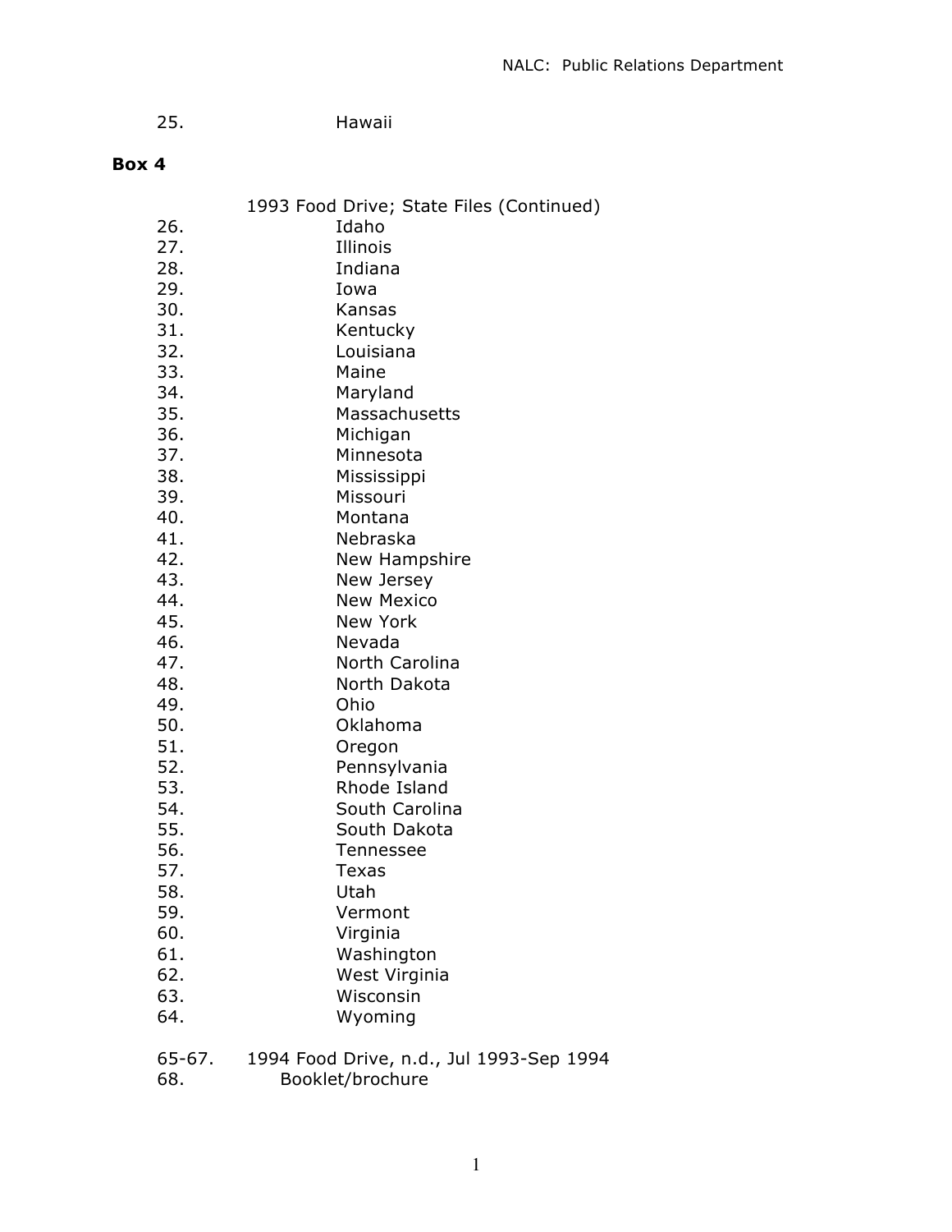25. Hawaii

**Box 4**

1993 Food Drive; State Files (Continued)

26. Idaho
27. Illinois
28. Indiana
29. Iowa
30. Kansas
31. Kentucky
32. Louisiana
33. Maine
34. Maryland
35. Massachusetts
36. Michigan
37. Minnesota
38. Mississippi
39. Missouri
40. Montana
41. Nebraska
42. New Hampshire
43. New Jersey
44. New Mexico
45. New York
46. Nevada
47. North Carolina
48. North Dakota
49. Ohio
50. Oklahoma
51. Oregon
52. Pennsylvania
53. Rhode Island
54. South Carolina
55. South Dakota
56. Tennessee
57. Texas
58. Utah
59. Vermont
60. Virginia
61. Washington
62. West Virginia
63. Wisconsin
64. Wyoming

65-67. 1994 Food Drive, n.d., Jul 1993-Sep 1994

68. Booklet/brochure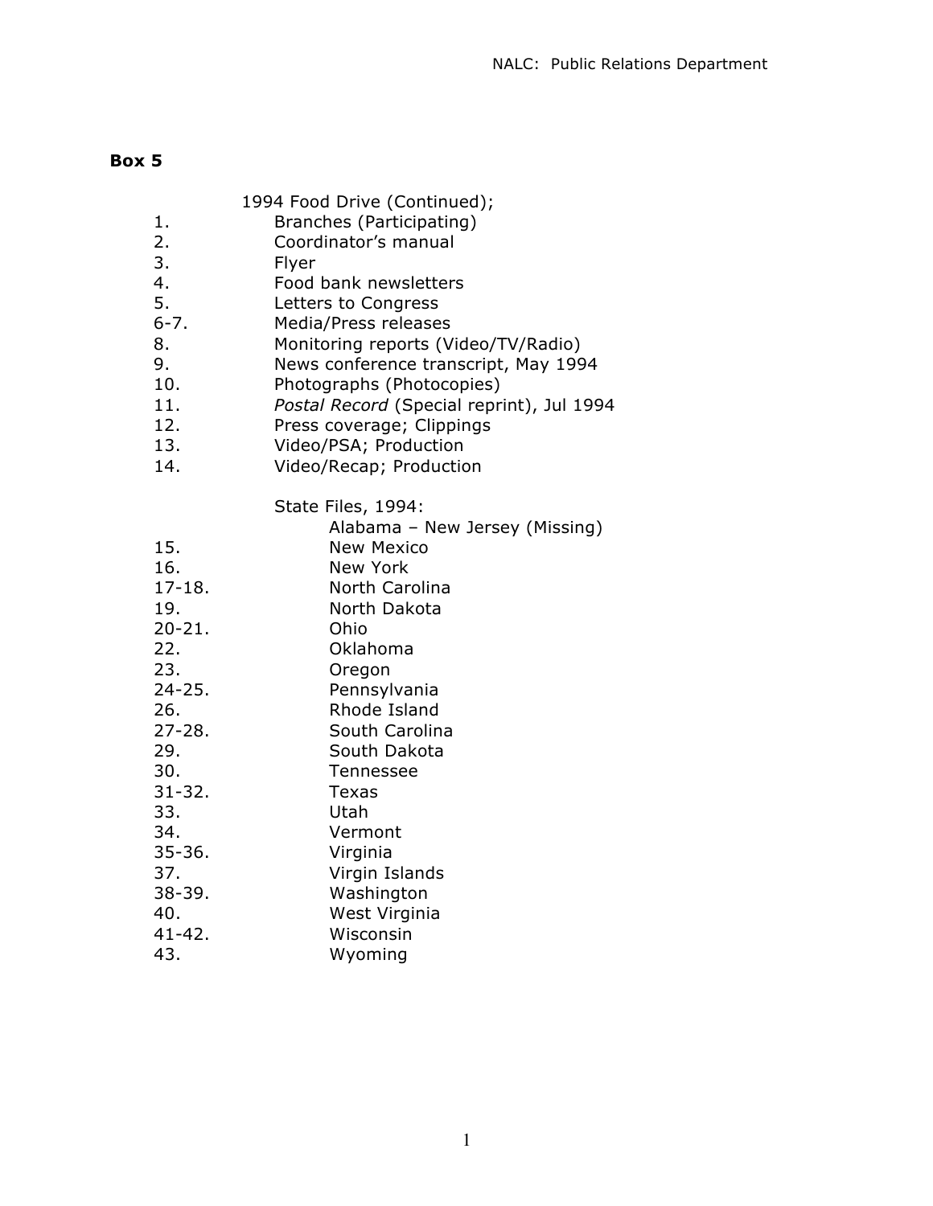**Box 5**

| | | |
|---|---|---|
| | 1994 Food Drive (Continued); | |
| 1. | Branches (Participating) | |
| 2. | Coordinator's manual | |
| 3. | Flyer | |
| 4. | Food bank newsletters | |
| 5. | Letters to Congress | |
| 6-7. | Media/Press releases | |
| 8. | Monitoring reports (Video/TV/Radio) | |
| 9. | News conference transcript, May 1994 | |
| 10. | Photographs (Photocopies) | |
| 11. | *Postal Record* (Special reprint), Jul 1994 | |
| 12. | Press coverage; Clippings | |
| 13. | Video/PSA; Production | |
| 14. | Video/Recap; Production | |
| | State Files, 1994: | |
| | | Alabama – New Jersey (Missing) |
| 15. | | New Mexico |
| 16. | | New York |
| 17-18. | | North Carolina |
| 19. | | North Dakota |
| 20-21. | | Ohio |
| 22. | | Oklahoma |
| 23. | | Oregon |
| 24-25. | | Pennsylvania |
| 26. | | Rhode Island |
| 27-28. | | South Carolina |
| 29. | | South Dakota |
| 30. | | Tennessee |
| 31-32. | | Texas |
| 33. | | Utah |
| 34. | | Vermont |
| 35-36. | | Virginia |
| 37. | | Virgin Islands |
| 38-39. | | Washington |
| 40. | | West Virginia |
| 41-42. | | Wisconsin |
| 43. | | Wyoming |